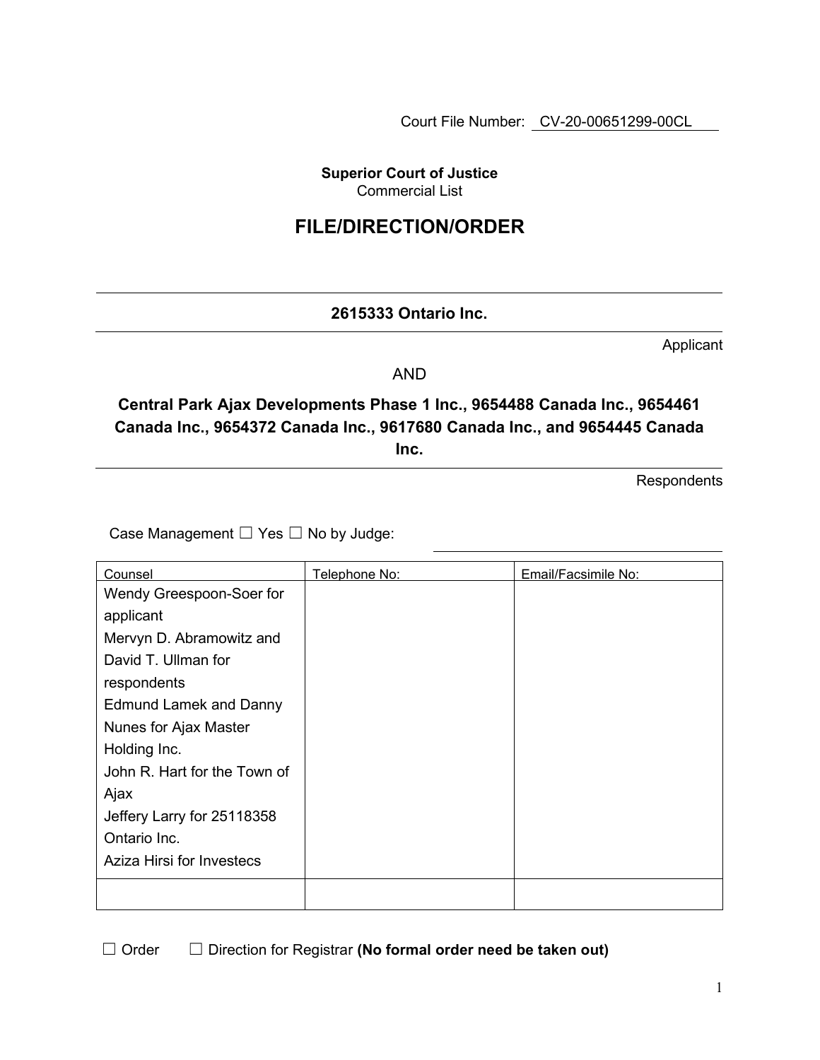Court File Number: CV-20-00651299-00CL

**Superior Court of Justice**
Commercial List

# FILE/DIRECTION/ORDER

**2615333 Ontario Inc.**

Applicant

AND

**Central Park Ajax Developments Phase 1 Inc., 9654488 Canada Inc., 9654461 Canada Inc., 9654372 Canada Inc., 9617680 Canada Inc., and 9654445 Canada Inc.**

Respondents

Case Management ☐ Yes ☐ No by Judge:

| Counsel | Telephone No: | Email/Facsimile No: |
|---|---|---|
| Wendy Greespoon-Soer for applicant<br>Mervyn D. Abramowitz and David T. Ullman for respondents<br>Edmund Lamek and Danny Nunes for Ajax Master Holding Inc.<br>John R. Hart for the Town of Ajax<br>Jeffery Larry for 25118358 Ontario Inc.<br>Aziza Hirsi for Investecs | | |
| | | |

☐ Order ☐ Direction for Registrar **(No formal order need be taken out)**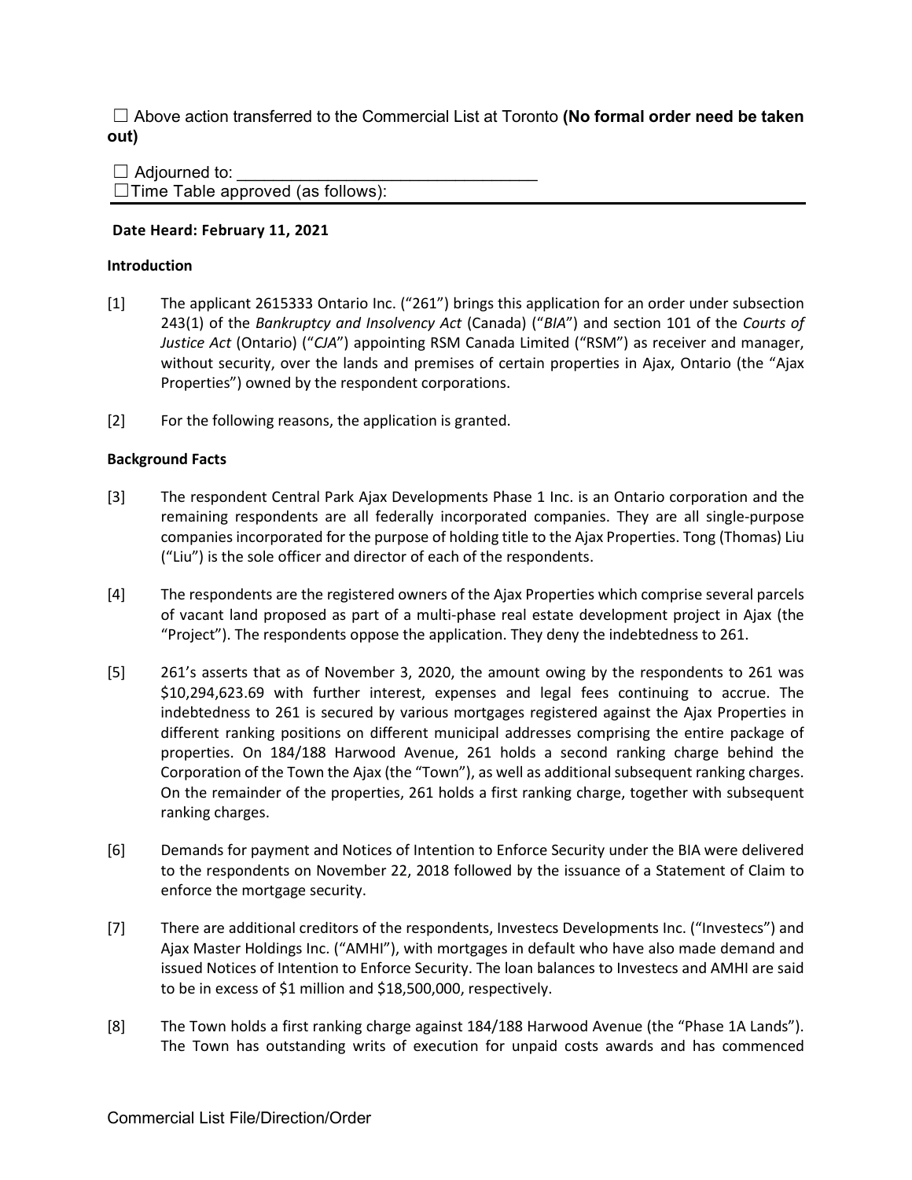☐ Above action transferred to the Commercial List at Toronto **(No formal order need be taken out)**

☐ Adjourned to: ________________________________

☐Time Table approved (as follows):

**Date Heard: February 11, 2021**

**Introduction**

[1] The applicant 2615333 Ontario Inc. ("261") brings this application for an order under subsection 243(1) of the *Bankruptcy and Insolvency Act* (Canada) ("*BIA*") and section 101 of the *Courts of Justice Act* (Ontario) ("*CJA*") appointing RSM Canada Limited ("RSM") as receiver and manager, without security, over the lands and premises of certain properties in Ajax, Ontario (the "Ajax Properties") owned by the respondent corporations.

[2] For the following reasons, the application is granted.

**Background Facts**

[3] The respondent Central Park Ajax Developments Phase 1 Inc. is an Ontario corporation and the remaining respondents are all federally incorporated companies. They are all single-purpose companies incorporated for the purpose of holding title to the Ajax Properties. Tong (Thomas) Liu ("Liu") is the sole officer and director of each of the respondents.

[4] The respondents are the registered owners of the Ajax Properties which comprise several parcels of vacant land proposed as part of a multi-phase real estate development project in Ajax (the "Project"). The respondents oppose the application. They deny the indebtedness to 261.

[5] 261's asserts that as of November 3, 2020, the amount owing by the respondents to 261 was $10,294,623.69 with further interest, expenses and legal fees continuing to accrue. The indebtedness to 261 is secured by various mortgages registered against the Ajax Properties in different ranking positions on different municipal addresses comprising the entire package of properties. On 184/188 Harwood Avenue, 261 holds a second ranking charge behind the Corporation of the Town the Ajax (the "Town"), as well as additional subsequent ranking charges. On the remainder of the properties, 261 holds a first ranking charge, together with subsequent ranking charges.

[6] Demands for payment and Notices of Intention to Enforce Security under the BIA were delivered to the respondents on November 22, 2018 followed by the issuance of a Statement of Claim to enforce the mortgage security.

[7] There are additional creditors of the respondents, Investecs Developments Inc. ("Investecs") and Ajax Master Holdings Inc. ("AMHI"), with mortgages in default who have also made demand and issued Notices of Intention to Enforce Security. The loan balances to Investecs and AMHI are said to be in excess of $1 million and $18,500,000, respectively.

[8] The Town holds a first ranking charge against 184/188 Harwood Avenue (the "Phase 1A Lands"). The Town has outstanding writs of execution for unpaid costs awards and has commenced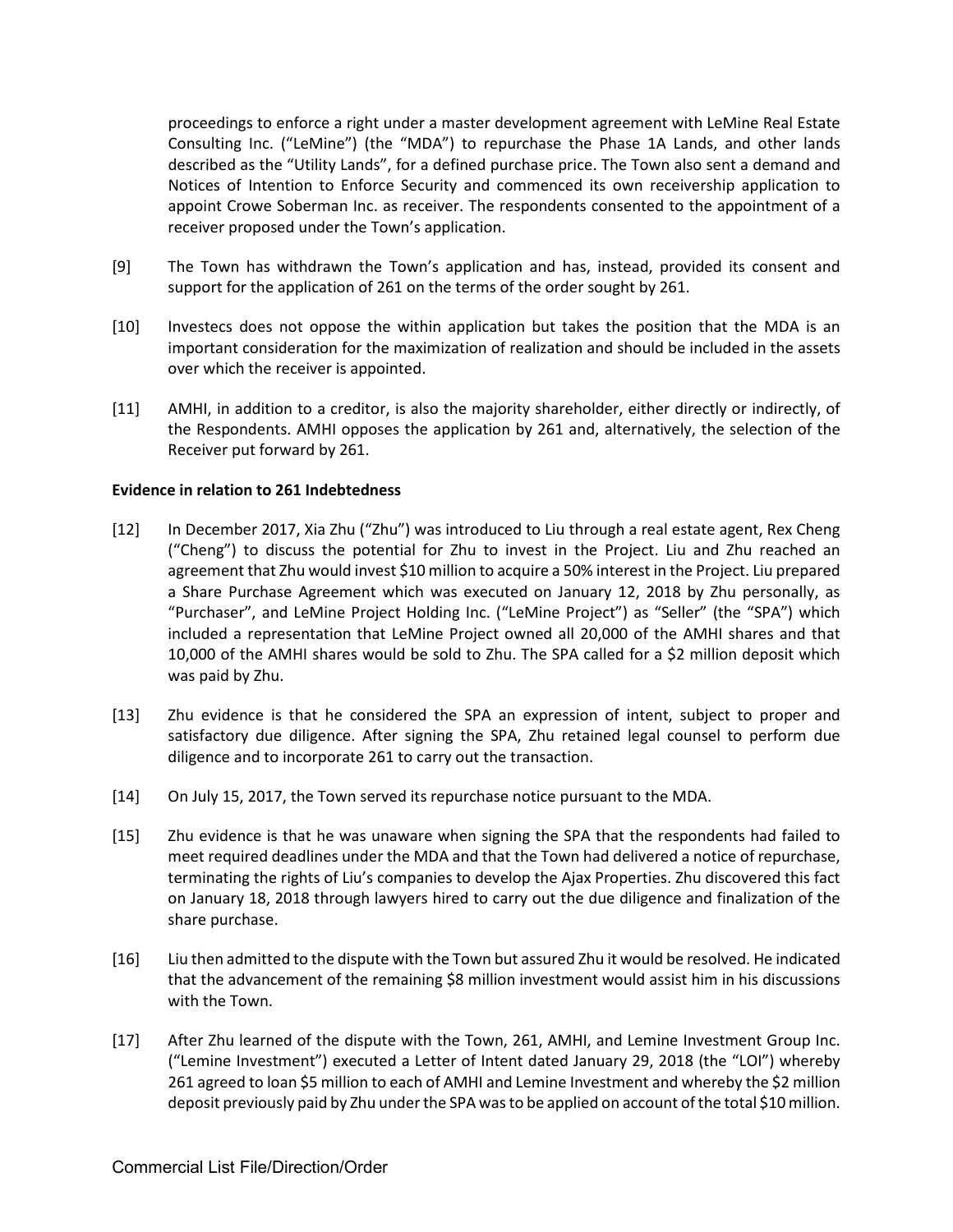proceedings to enforce a right under a master development agreement with LeMine Real Estate Consulting Inc. ("LeMine") (the "MDA") to repurchase the Phase 1A Lands, and other lands described as the "Utility Lands", for a defined purchase price. The Town also sent a demand and Notices of Intention to Enforce Security and commenced its own receivership application to appoint Crowe Soberman Inc. as receiver. The respondents consented to the appointment of a receiver proposed under the Town's application.

[9] The Town has withdrawn the Town's application and has, instead, provided its consent and support for the application of 261 on the terms of the order sought by 261.

[10] Investecs does not oppose the within application but takes the position that the MDA is an important consideration for the maximization of realization and should be included in the assets over which the receiver is appointed.

[11] AMHI, in addition to a creditor, is also the majority shareholder, either directly or indirectly, of the Respondents. AMHI opposes the application by 261 and, alternatively, the selection of the Receiver put forward by 261.

**Evidence in relation to 261 Indebtedness**

[12] In December 2017, Xia Zhu ("Zhu") was introduced to Liu through a real estate agent, Rex Cheng ("Cheng") to discuss the potential for Zhu to invest in the Project. Liu and Zhu reached an agreement that Zhu would invest $10 million to acquire a 50% interest in the Project. Liu prepared a Share Purchase Agreement which was executed on January 12, 2018 by Zhu personally, as "Purchaser", and LeMine Project Holding Inc. ("LeMine Project") as "Seller" (the "SPA") which included a representation that LeMine Project owned all 20,000 of the AMHI shares and that 10,000 of the AMHI shares would be sold to Zhu. The SPA called for a $2 million deposit which was paid by Zhu.

[13] Zhu evidence is that he considered the SPA an expression of intent, subject to proper and satisfactory due diligence. After signing the SPA, Zhu retained legal counsel to perform due diligence and to incorporate 261 to carry out the transaction.

[14] On July 15, 2017, the Town served its repurchase notice pursuant to the MDA.

[15] Zhu evidence is that he was unaware when signing the SPA that the respondents had failed to meet required deadlines under the MDA and that the Town had delivered a notice of repurchase, terminating the rights of Liu's companies to develop the Ajax Properties. Zhu discovered this fact on January 18, 2018 through lawyers hired to carry out the due diligence and finalization of the share purchase.

[16] Liu then admitted to the dispute with the Town but assured Zhu it would be resolved. He indicated that the advancement of the remaining $8 million investment would assist him in his discussions with the Town.

[17] After Zhu learned of the dispute with the Town, 261, AMHI, and Lemine Investment Group Inc. ("Lemine Investment") executed a Letter of Intent dated January 29, 2018 (the "LOI") whereby 261 agreed to loan $5 million to each of AMHI and Lemine Investment and whereby the $2 million deposit previously paid by Zhu under the SPA was to be applied on account of the total $10 million.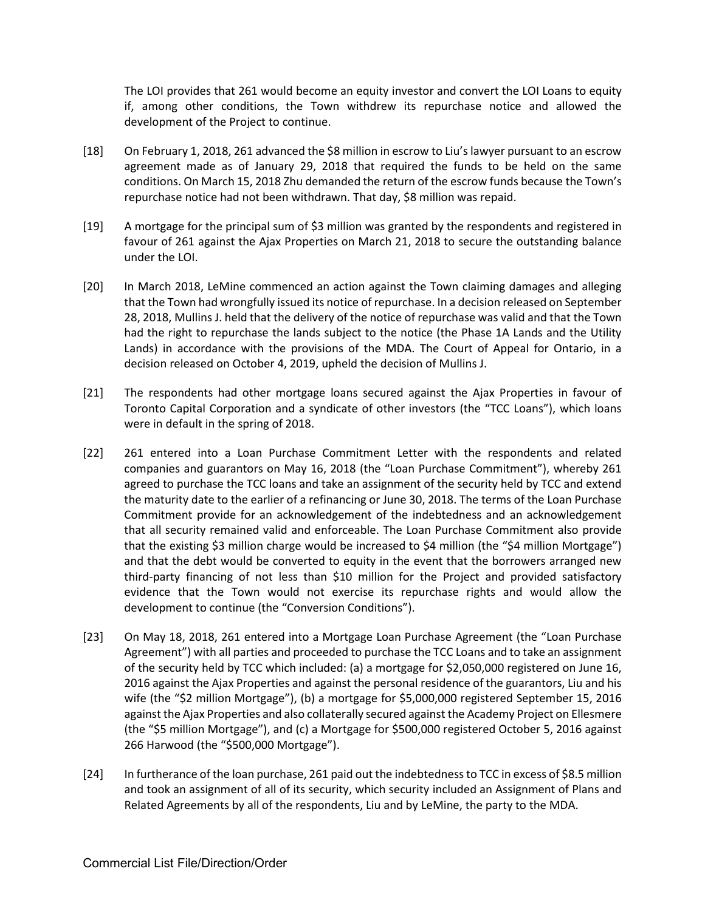The LOI provides that 261 would become an equity investor and convert the LOI Loans to equity if, among other conditions, the Town withdrew its repurchase notice and allowed the development of the Project to continue.

[18] On February 1, 2018, 261 advanced the $8 million in escrow to Liu's lawyer pursuant to an escrow agreement made as of January 29, 2018 that required the funds to be held on the same conditions. On March 15, 2018 Zhu demanded the return of the escrow funds because the Town's repurchase notice had not been withdrawn. That day, $8 million was repaid.

[19] A mortgage for the principal sum of $3 million was granted by the respondents and registered in favour of 261 against the Ajax Properties on March 21, 2018 to secure the outstanding balance under the LOI.

[20] In March 2018, LeMine commenced an action against the Town claiming damages and alleging that the Town had wrongfully issued its notice of repurchase. In a decision released on September 28, 2018, Mullins J. held that the delivery of the notice of repurchase was valid and that the Town had the right to repurchase the lands subject to the notice (the Phase 1A Lands and the Utility Lands) in accordance with the provisions of the MDA. The Court of Appeal for Ontario, in a decision released on October 4, 2019, upheld the decision of Mullins J.

[21] The respondents had other mortgage loans secured against the Ajax Properties in favour of Toronto Capital Corporation and a syndicate of other investors (the "TCC Loans"), which loans were in default in the spring of 2018.

[22] 261 entered into a Loan Purchase Commitment Letter with the respondents and related companies and guarantors on May 16, 2018 (the "Loan Purchase Commitment"), whereby 261 agreed to purchase the TCC loans and take an assignment of the security held by TCC and extend the maturity date to the earlier of a refinancing or June 30, 2018. The terms of the Loan Purchase Commitment provide for an acknowledgement of the indebtedness and an acknowledgement that all security remained valid and enforceable. The Loan Purchase Commitment also provide that the existing $3 million charge would be increased to $4 million (the "$4 million Mortgage") and that the debt would be converted to equity in the event that the borrowers arranged new third-party financing of not less than $10 million for the Project and provided satisfactory evidence that the Town would not exercise its repurchase rights and would allow the development to continue (the "Conversion Conditions").

[23] On May 18, 2018, 261 entered into a Mortgage Loan Purchase Agreement (the "Loan Purchase Agreement") with all parties and proceeded to purchase the TCC Loans and to take an assignment of the security held by TCC which included: (a) a mortgage for $2,050,000 registered on June 16, 2016 against the Ajax Properties and against the personal residence of the guarantors, Liu and his wife (the "$2 million Mortgage"), (b) a mortgage for $5,000,000 registered September 15, 2016 against the Ajax Properties and also collaterally secured against the Academy Project on Ellesmere (the "$5 million Mortgage"), and (c) a Mortgage for $500,000 registered October 5, 2016 against 266 Harwood (the "$500,000 Mortgage").

[24] In furtherance of the loan purchase, 261 paid out the indebtedness to TCC in excess of $8.5 million and took an assignment of all of its security, which security included an Assignment of Plans and Related Agreements by all of the respondents, Liu and by LeMine, the party to the MDA.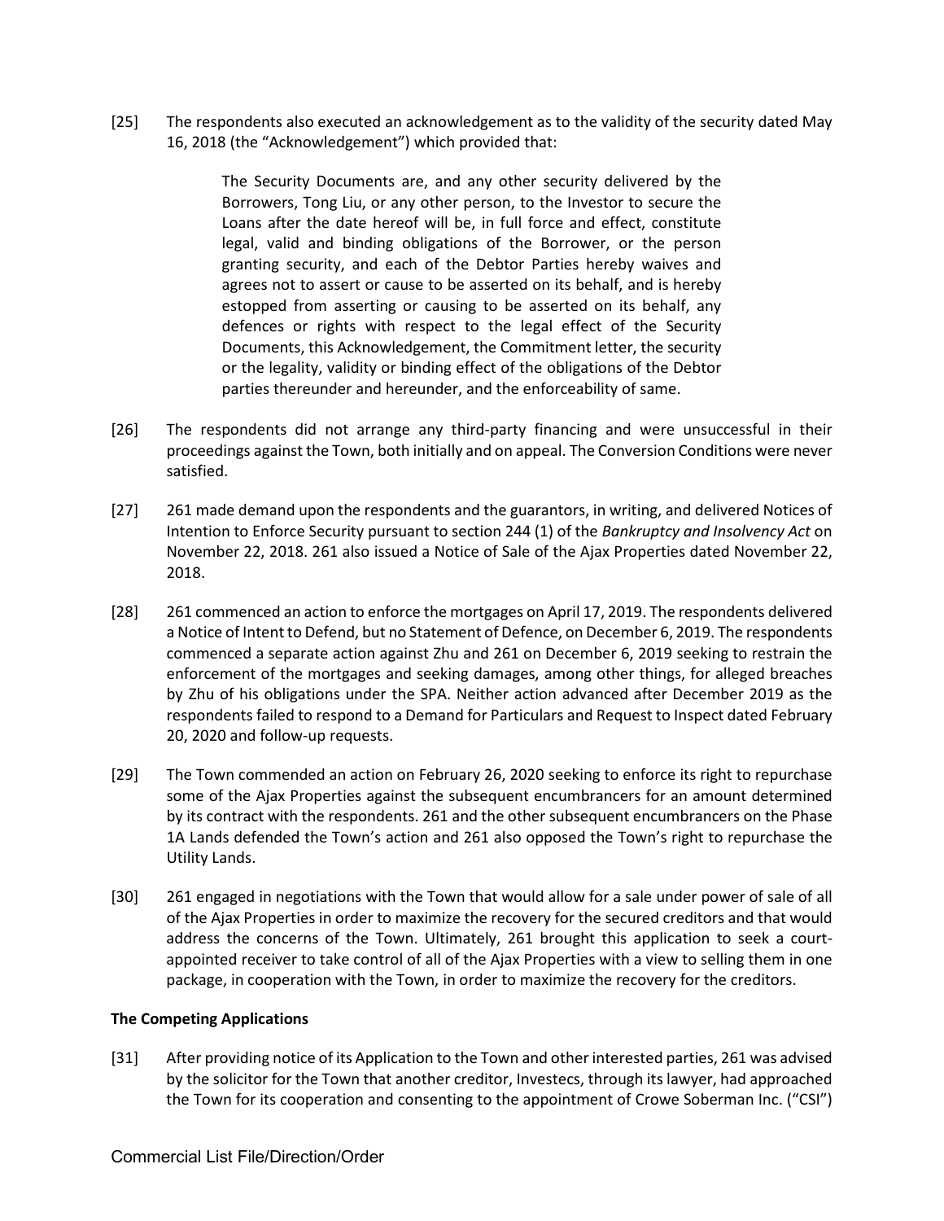[25] The respondents also executed an acknowledgement as to the validity of the security dated May 16, 2018 (the "Acknowledgement") which provided that:

> The Security Documents are, and any other security delivered by the Borrowers, Tong Liu, or any other person, to the Investor to secure the Loans after the date hereof will be, in full force and effect, constitute legal, valid and binding obligations of the Borrower, or the person granting security, and each of the Debtor Parties hereby waives and agrees not to assert or cause to be asserted on its behalf, and is hereby estopped from asserting or causing to be asserted on its behalf, any defences or rights with respect to the legal effect of the Security Documents, this Acknowledgement, the Commitment letter, the security or the legality, validity or binding effect of the obligations of the Debtor parties thereunder and hereunder, and the enforceability of same.

[26] The respondents did not arrange any third-party financing and were unsuccessful in their proceedings against the Town, both initially and on appeal. The Conversion Conditions were never satisfied.

[27] 261 made demand upon the respondents and the guarantors, in writing, and delivered Notices of Intention to Enforce Security pursuant to section 244 (1) of the *Bankruptcy and Insolvency Act* on November 22, 2018. 261 also issued a Notice of Sale of the Ajax Properties dated November 22, 2018.

[28] 261 commenced an action to enforce the mortgages on April 17, 2019. The respondents delivered a Notice of Intent to Defend, but no Statement of Defence, on December 6, 2019. The respondents commenced a separate action against Zhu and 261 on December 6, 2019 seeking to restrain the enforcement of the mortgages and seeking damages, among other things, for alleged breaches by Zhu of his obligations under the SPA. Neither action advanced after December 2019 as the respondents failed to respond to a Demand for Particulars and Request to Inspect dated February 20, 2020 and follow-up requests.

[29] The Town commended an action on February 26, 2020 seeking to enforce its right to repurchase some of the Ajax Properties against the subsequent encumbrancers for an amount determined by its contract with the respondents. 261 and the other subsequent encumbrancers on the Phase 1A Lands defended the Town's action and 261 also opposed the Town's right to repurchase the Utility Lands.

[30] 261 engaged in negotiations with the Town that would allow for a sale under power of sale of all of the Ajax Properties in order to maximize the recovery for the secured creditors and that would address the concerns of the Town. Ultimately, 261 brought this application to seek a court-appointed receiver to take control of all of the Ajax Properties with a view to selling them in one package, in cooperation with the Town, in order to maximize the recovery for the creditors.

**The Competing Applications**

[31] After providing notice of its Application to the Town and other interested parties, 261 was advised by the solicitor for the Town that another creditor, Investecs, through its lawyer, had approached the Town for its cooperation and consenting to the appointment of Crowe Soberman Inc. ("CSI")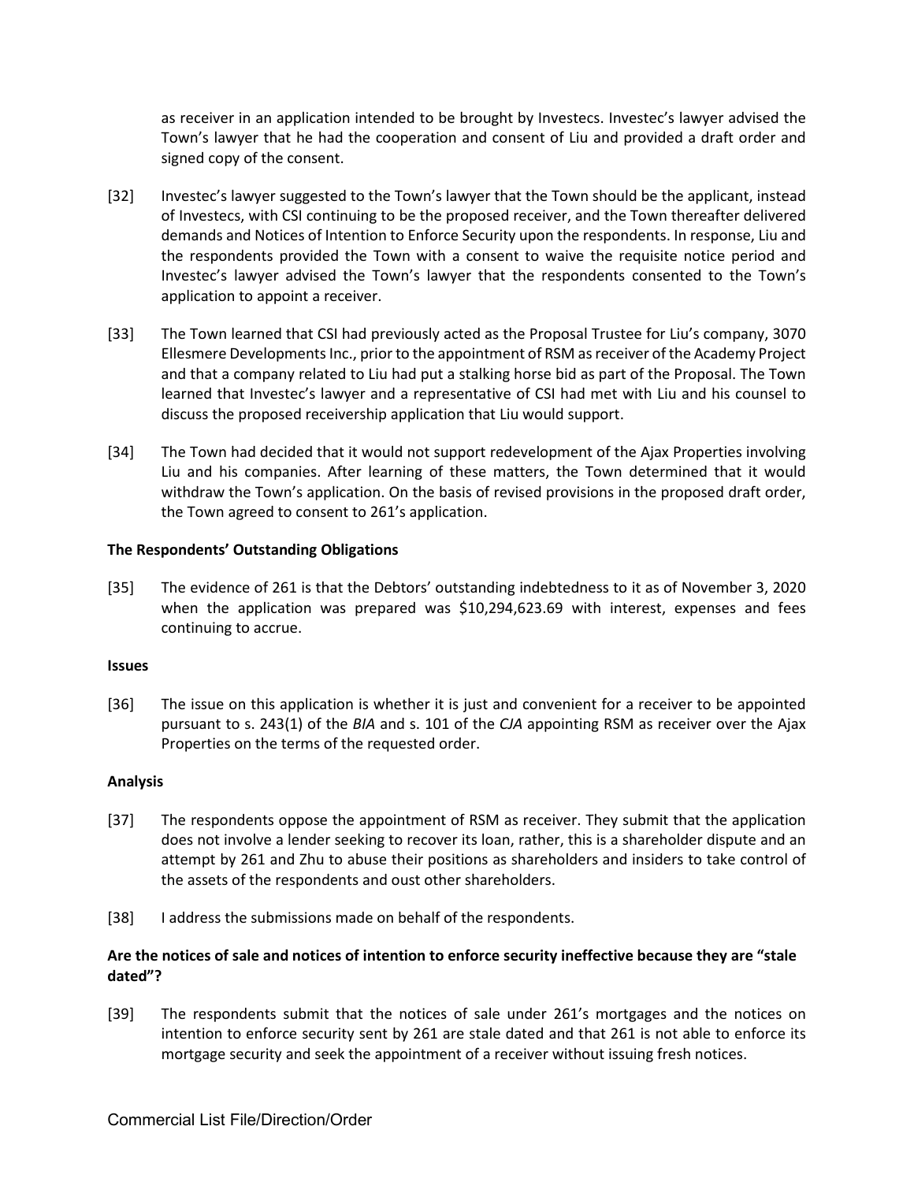as receiver in an application intended to be brought by Investecs. Investec's lawyer advised the Town's lawyer that he had the cooperation and consent of Liu and provided a draft order and signed copy of the consent.

[32] Investec's lawyer suggested to the Town's lawyer that the Town should be the applicant, instead of Investecs, with CSI continuing to be the proposed receiver, and the Town thereafter delivered demands and Notices of Intention to Enforce Security upon the respondents. In response, Liu and the respondents provided the Town with a consent to waive the requisite notice period and Investec's lawyer advised the Town's lawyer that the respondents consented to the Town's application to appoint a receiver.

[33] The Town learned that CSI had previously acted as the Proposal Trustee for Liu's company, 3070 Ellesmere Developments Inc., prior to the appointment of RSM as receiver of the Academy Project and that a company related to Liu had put a stalking horse bid as part of the Proposal. The Town learned that Investec's lawyer and a representative of CSI had met with Liu and his counsel to discuss the proposed receivership application that Liu would support.

[34] The Town had decided that it would not support redevelopment of the Ajax Properties involving Liu and his companies. After learning of these matters, the Town determined that it would withdraw the Town's application. On the basis of revised provisions in the proposed draft order, the Town agreed to consent to 261's application.

**The Respondents' Outstanding Obligations**

[35] The evidence of 261 is that the Debtors' outstanding indebtedness to it as of November 3, 2020 when the application was prepared was $10,294,623.69 with interest, expenses and fees continuing to accrue.

**Issues**

[36] The issue on this application is whether it is just and convenient for a receiver to be appointed pursuant to s. 243(1) of the *BIA* and s. 101 of the *CJA* appointing RSM as receiver over the Ajax Properties on the terms of the requested order.

**Analysis**

[37] The respondents oppose the appointment of RSM as receiver. They submit that the application does not involve a lender seeking to recover its loan, rather, this is a shareholder dispute and an attempt by 261 and Zhu to abuse their positions as shareholders and insiders to take control of the assets of the respondents and oust other shareholders.

[38] I address the submissions made on behalf of the respondents.

**Are the notices of sale and notices of intention to enforce security ineffective because they are "stale dated"?**

[39] The respondents submit that the notices of sale under 261's mortgages and the notices on intention to enforce security sent by 261 are stale dated and that 261 is not able to enforce its mortgage security and seek the appointment of a receiver without issuing fresh notices.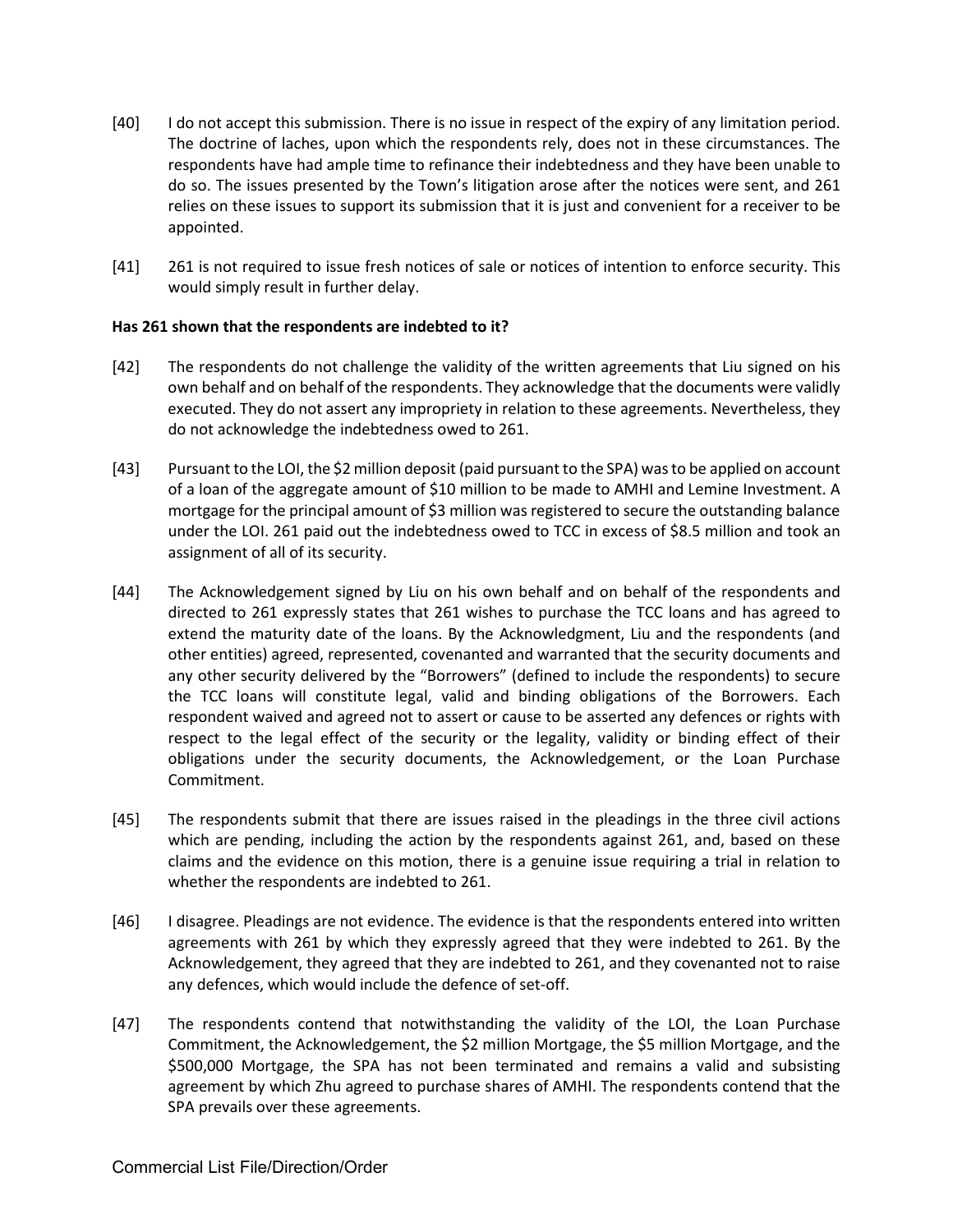[40] I do not accept this submission. There is no issue in respect of the expiry of any limitation period. The doctrine of laches, upon which the respondents rely, does not in these circumstances. The respondents have had ample time to refinance their indebtedness and they have been unable to do so. The issues presented by the Town's litigation arose after the notices were sent, and 261 relies on these issues to support its submission that it is just and convenient for a receiver to be appointed.

[41] 261 is not required to issue fresh notices of sale or notices of intention to enforce security. This would simply result in further delay.

**Has 261 shown that the respondents are indebted to it?**

[42] The respondents do not challenge the validity of the written agreements that Liu signed on his own behalf and on behalf of the respondents. They acknowledge that the documents were validly executed. They do not assert any impropriety in relation to these agreements. Nevertheless, they do not acknowledge the indebtedness owed to 261.

[43] Pursuant to the LOI, the $2 million deposit (paid pursuant to the SPA) was to be applied on account of a loan of the aggregate amount of $10 million to be made to AMHI and Lemine Investment. A mortgage for the principal amount of $3 million was registered to secure the outstanding balance under the LOI. 261 paid out the indebtedness owed to TCC in excess of $8.5 million and took an assignment of all of its security.

[44] The Acknowledgement signed by Liu on his own behalf and on behalf of the respondents and directed to 261 expressly states that 261 wishes to purchase the TCC loans and has agreed to extend the maturity date of the loans. By the Acknowledgment, Liu and the respondents (and other entities) agreed, represented, covenanted and warranted that the security documents and any other security delivered by the "Borrowers" (defined to include the respondents) to secure the TCC loans will constitute legal, valid and binding obligations of the Borrowers. Each respondent waived and agreed not to assert or cause to be asserted any defences or rights with respect to the legal effect of the security or the legality, validity or binding effect of their obligations under the security documents, the Acknowledgement, or the Loan Purchase Commitment.

[45] The respondents submit that there are issues raised in the pleadings in the three civil actions which are pending, including the action by the respondents against 261, and, based on these claims and the evidence on this motion, there is a genuine issue requiring a trial in relation to whether the respondents are indebted to 261.

[46] I disagree. Pleadings are not evidence. The evidence is that the respondents entered into written agreements with 261 by which they expressly agreed that they were indebted to 261. By the Acknowledgement, they agreed that they are indebted to 261, and they covenanted not to raise any defences, which would include the defence of set-off.

[47] The respondents contend that notwithstanding the validity of the LOI, the Loan Purchase Commitment, the Acknowledgement, the $2 million Mortgage, the $5 million Mortgage, and the $500,000 Mortgage, the SPA has not been terminated and remains a valid and subsisting agreement by which Zhu agreed to purchase shares of AMHI. The respondents contend that the SPA prevails over these agreements.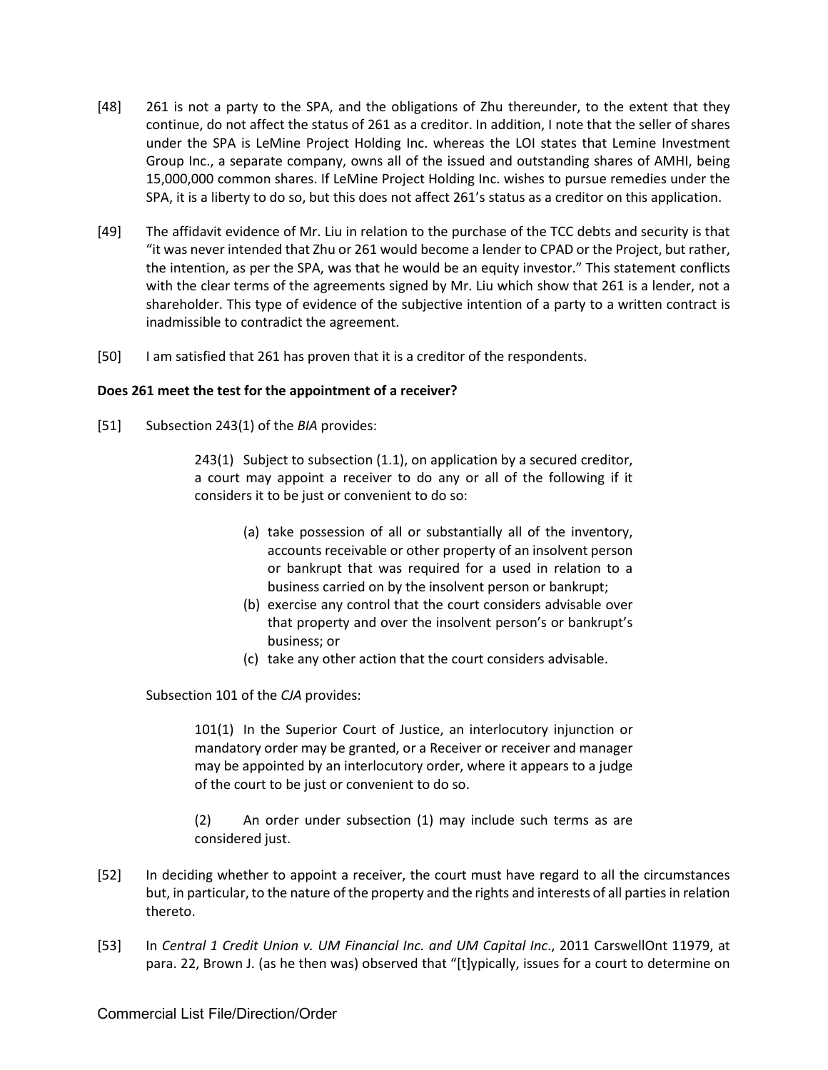[48] 261 is not a party to the SPA, and the obligations of Zhu thereunder, to the extent that they continue, do not affect the status of 261 as a creditor. In addition, I note that the seller of shares under the SPA is LeMine Project Holding Inc. whereas the LOI states that Lemine Investment Group Inc., a separate company, owns all of the issued and outstanding shares of AMHI, being 15,000,000 common shares. If LeMine Project Holding Inc. wishes to pursue remedies under the SPA, it is a liberty to do so, but this does not affect 261's status as a creditor on this application.

[49] The affidavit evidence of Mr. Liu in relation to the purchase of the TCC debts and security is that "it was never intended that Zhu or 261 would become a lender to CPAD or the Project, but rather, the intention, as per the SPA, was that he would be an equity investor." This statement conflicts with the clear terms of the agreements signed by Mr. Liu which show that 261 is a lender, not a shareholder. This type of evidence of the subjective intention of a party to a written contract is inadmissible to contradict the agreement.

[50] I am satisfied that 261 has proven that it is a creditor of the respondents.

**Does 261 meet the test for the appointment of a receiver?**

[51] Subsection 243(1) of the *BIA* provides:

> 243(1) Subject to subsection (1.1), on application by a secured creditor, a court may appoint a receiver to do any or all of the following if it considers it to be just or convenient to do so:
>
> (a) take possession of all or substantially all of the inventory, accounts receivable or other property of an insolvent person or bankrupt that was required for a used in relation to a business carried on by the insolvent person or bankrupt;
> (b) exercise any control that the court considers advisable over that property and over the insolvent person's or bankrupt's business; or
> (c) take any other action that the court considers advisable.

Subsection 101 of the *CJA* provides:

> 101(1) In the Superior Court of Justice, an interlocutory injunction or mandatory order may be granted, or a Receiver or receiver and manager may be appointed by an interlocutory order, where it appears to a judge of the court to be just or convenient to do so.
>
> (2) An order under subsection (1) may include such terms as are considered just.

[52] In deciding whether to appoint a receiver, the court must have regard to all the circumstances but, in particular, to the nature of the property and the rights and interests of all parties in relation thereto.

[53] In *Central 1 Credit Union v. UM Financial Inc. and UM Capital Inc.*, 2011 CarswellOnt 11979, at para. 22, Brown J. (as he then was) observed that "[t]ypically, issues for a court to determine on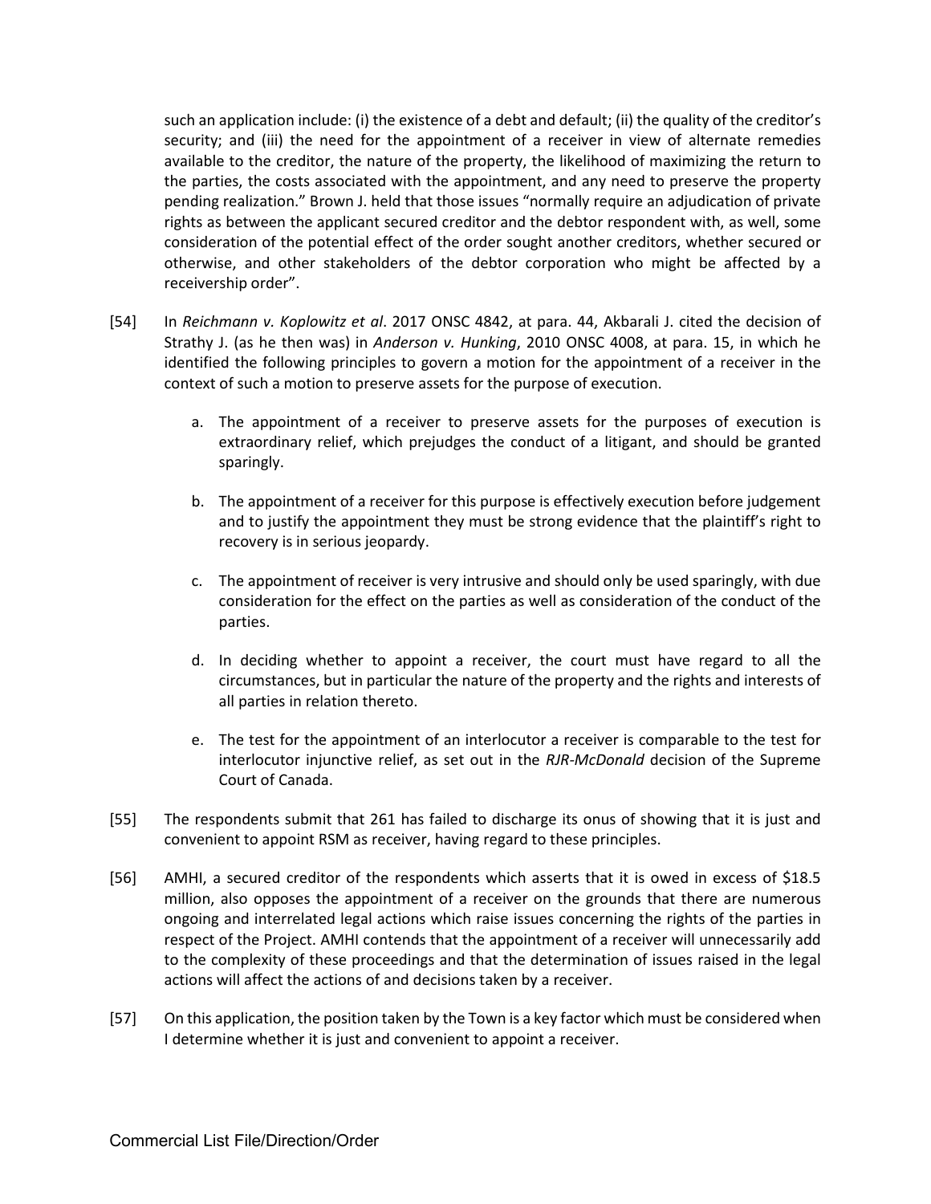such an application include: (i) the existence of a debt and default; (ii) the quality of the creditor's security; and (iii) the need for the appointment of a receiver in view of alternate remedies available to the creditor, the nature of the property, the likelihood of maximizing the return to the parties, the costs associated with the appointment, and any need to preserve the property pending realization." Brown J. held that those issues "normally require an adjudication of private rights as between the applicant secured creditor and the debtor respondent with, as well, some consideration of the potential effect of the order sought another creditors, whether secured or otherwise, and other stakeholders of the debtor corporation who might be affected by a receivership order".

[54] In *Reichmann v. Koplowitz et al*. 2017 ONSC 4842, at para. 44, Akbarali J. cited the decision of Strathy J. (as he then was) in *Anderson v. Hunking*, 2010 ONSC 4008, at para. 15, in which he identified the following principles to govern a motion for the appointment of a receiver in the context of such a motion to preserve assets for the purpose of execution.

a. The appointment of a receiver to preserve assets for the purposes of execution is extraordinary relief, which prejudges the conduct of a litigant, and should be granted sparingly.

b. The appointment of a receiver for this purpose is effectively execution before judgement and to justify the appointment they must be strong evidence that the plaintiff's right to recovery is in serious jeopardy.

c. The appointment of receiver is very intrusive and should only be used sparingly, with due consideration for the effect on the parties as well as consideration of the conduct of the parties.

d. In deciding whether to appoint a receiver, the court must have regard to all the circumstances, but in particular the nature of the property and the rights and interests of all parties in relation thereto.

e. The test for the appointment of an interlocutor a receiver is comparable to the test for interlocutor injunctive relief, as set out in the *RJR-McDonald* decision of the Supreme Court of Canada.

[55] The respondents submit that 261 has failed to discharge its onus of showing that it is just and convenient to appoint RSM as receiver, having regard to these principles.

[56] AMHI, a secured creditor of the respondents which asserts that it is owed in excess of $18.5 million, also opposes the appointment of a receiver on the grounds that there are numerous ongoing and interrelated legal actions which raise issues concerning the rights of the parties in respect of the Project. AMHI contends that the appointment of a receiver will unnecessarily add to the complexity of these proceedings and that the determination of issues raised in the legal actions will affect the actions of and decisions taken by a receiver.

[57] On this application, the position taken by the Town is a key factor which must be considered when I determine whether it is just and convenient to appoint a receiver.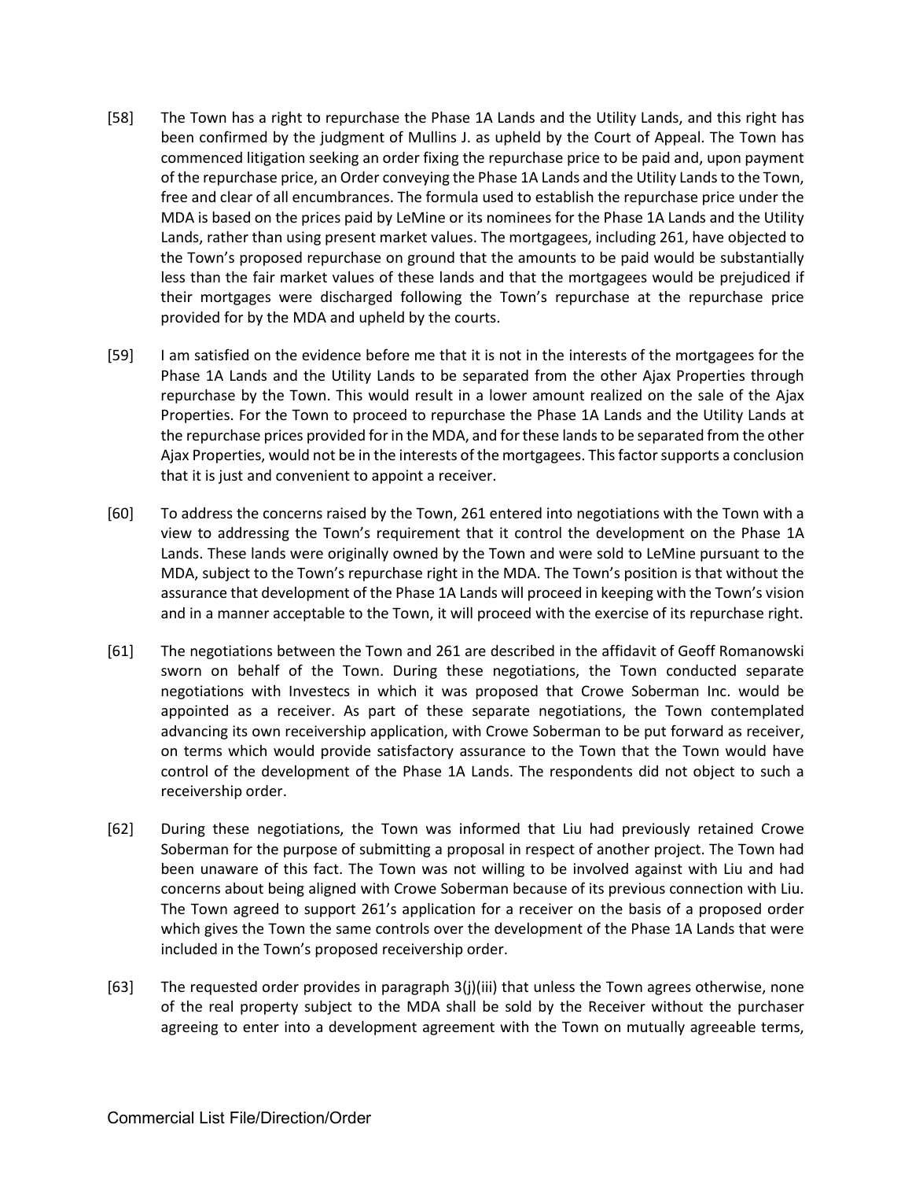[58] The Town has a right to repurchase the Phase 1A Lands and the Utility Lands, and this right has been confirmed by the judgment of Mullins J. as upheld by the Court of Appeal. The Town has commenced litigation seeking an order fixing the repurchase price to be paid and, upon payment of the repurchase price, an Order conveying the Phase 1A Lands and the Utility Lands to the Town, free and clear of all encumbrances. The formula used to establish the repurchase price under the MDA is based on the prices paid by LeMine or its nominees for the Phase 1A Lands and the Utility Lands, rather than using present market values. The mortgagees, including 261, have objected to the Town's proposed repurchase on ground that the amounts to be paid would be substantially less than the fair market values of these lands and that the mortgagees would be prejudiced if their mortgages were discharged following the Town's repurchase at the repurchase price provided for by the MDA and upheld by the courts.

[59] I am satisfied on the evidence before me that it is not in the interests of the mortgagees for the Phase 1A Lands and the Utility Lands to be separated from the other Ajax Properties through repurchase by the Town. This would result in a lower amount realized on the sale of the Ajax Properties. For the Town to proceed to repurchase the Phase 1A Lands and the Utility Lands at the repurchase prices provided for in the MDA, and for these lands to be separated from the other Ajax Properties, would not be in the interests of the mortgagees. This factor supports a conclusion that it is just and convenient to appoint a receiver.

[60] To address the concerns raised by the Town, 261 entered into negotiations with the Town with a view to addressing the Town's requirement that it control the development on the Phase 1A Lands. These lands were originally owned by the Town and were sold to LeMine pursuant to the MDA, subject to the Town's repurchase right in the MDA. The Town's position is that without the assurance that development of the Phase 1A Lands will proceed in keeping with the Town's vision and in a manner acceptable to the Town, it will proceed with the exercise of its repurchase right.

[61] The negotiations between the Town and 261 are described in the affidavit of Geoff Romanowski sworn on behalf of the Town. During these negotiations, the Town conducted separate negotiations with Investecs in which it was proposed that Crowe Soberman Inc. would be appointed as a receiver. As part of these separate negotiations, the Town contemplated advancing its own receivership application, with Crowe Soberman to be put forward as receiver, on terms which would provide satisfactory assurance to the Town that the Town would have control of the development of the Phase 1A Lands. The respondents did not object to such a receivership order.

[62] During these negotiations, the Town was informed that Liu had previously retained Crowe Soberman for the purpose of submitting a proposal in respect of another project. The Town had been unaware of this fact. The Town was not willing to be involved against with Liu and had concerns about being aligned with Crowe Soberman because of its previous connection with Liu. The Town agreed to support 261's application for a receiver on the basis of a proposed order which gives the Town the same controls over the development of the Phase 1A Lands that were included in the Town's proposed receivership order.

[63] The requested order provides in paragraph 3(j)(iii) that unless the Town agrees otherwise, none of the real property subject to the MDA shall be sold by the Receiver without the purchaser agreeing to enter into a development agreement with the Town on mutually agreeable terms,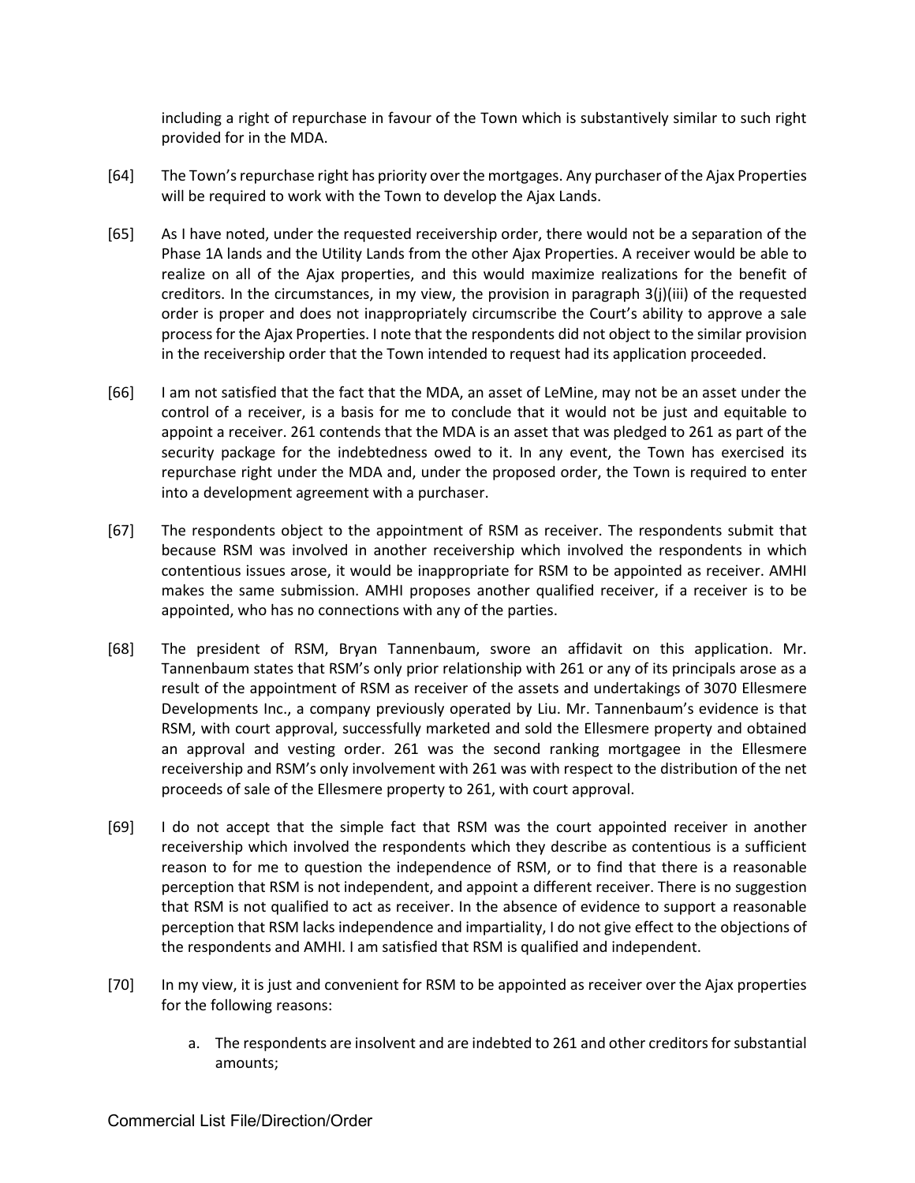including a right of repurchase in favour of the Town which is substantively similar to such right provided for in the MDA.

[64] The Town's repurchase right has priority over the mortgages. Any purchaser of the Ajax Properties will be required to work with the Town to develop the Ajax Lands.

[65] As I have noted, under the requested receivership order, there would not be a separation of the Phase 1A lands and the Utility Lands from the other Ajax Properties. A receiver would be able to realize on all of the Ajax properties, and this would maximize realizations for the benefit of creditors. In the circumstances, in my view, the provision in paragraph 3(j)(iii) of the requested order is proper and does not inappropriately circumscribe the Court's ability to approve a sale process for the Ajax Properties. I note that the respondents did not object to the similar provision in the receivership order that the Town intended to request had its application proceeded.

[66] I am not satisfied that the fact that the MDA, an asset of LeMine, may not be an asset under the control of a receiver, is a basis for me to conclude that it would not be just and equitable to appoint a receiver. 261 contends that the MDA is an asset that was pledged to 261 as part of the security package for the indebtedness owed to it. In any event, the Town has exercised its repurchase right under the MDA and, under the proposed order, the Town is required to enter into a development agreement with a purchaser.

[67] The respondents object to the appointment of RSM as receiver. The respondents submit that because RSM was involved in another receivership which involved the respondents in which contentious issues arose, it would be inappropriate for RSM to be appointed as receiver. AMHI makes the same submission. AMHI proposes another qualified receiver, if a receiver is to be appointed, who has no connections with any of the parties.

[68] The president of RSM, Bryan Tannenbaum, swore an affidavit on this application. Mr. Tannenbaum states that RSM's only prior relationship with 261 or any of its principals arose as a result of the appointment of RSM as receiver of the assets and undertakings of 3070 Ellesmere Developments Inc., a company previously operated by Liu. Mr. Tannenbaum's evidence is that RSM, with court approval, successfully marketed and sold the Ellesmere property and obtained an approval and vesting order. 261 was the second ranking mortgagee in the Ellesmere receivership and RSM's only involvement with 261 was with respect to the distribution of the net proceeds of sale of the Ellesmere property to 261, with court approval.

[69] I do not accept that the simple fact that RSM was the court appointed receiver in another receivership which involved the respondents which they describe as contentious is a sufficient reason to for me to question the independence of RSM, or to find that there is a reasonable perception that RSM is not independent, and appoint a different receiver. There is no suggestion that RSM is not qualified to act as receiver. In the absence of evidence to support a reasonable perception that RSM lacks independence and impartiality, I do not give effect to the objections of the respondents and AMHI. I am satisfied that RSM is qualified and independent.

[70] In my view, it is just and convenient for RSM to be appointed as receiver over the Ajax properties for the following reasons:

a. The respondents are insolvent and are indebted to 261 and other creditors for substantial amounts;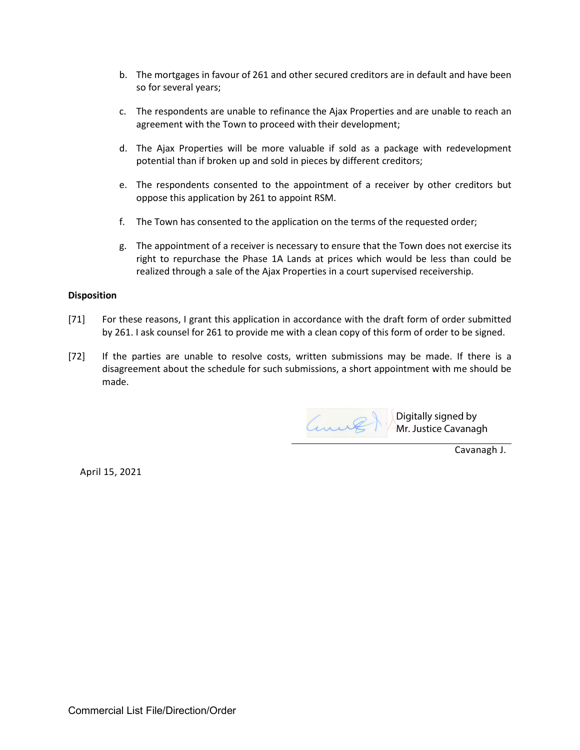b. The mortgages in favour of 261 and other secured creditors are in default and have been so for several years;

c. The respondents are unable to refinance the Ajax Properties and are unable to reach an agreement with the Town to proceed with their development;

d. The Ajax Properties will be more valuable if sold as a package with redevelopment potential than if broken up and sold in pieces by different creditors;

e. The respondents consented to the appointment of a receiver by other creditors but oppose this application by 261 to appoint RSM.

f. The Town has consented to the application on the terms of the requested order;

g. The appointment of a receiver is necessary to ensure that the Town does not exercise its right to repurchase the Phase 1A Lands at prices which would be less than could be realized through a sale of the Ajax Properties in a court supervised receivership.

**Disposition**

[71] For these reasons, I grant this application in accordance with the draft form of order submitted by 261. I ask counsel for 261 to provide me with a clean copy of this form of order to be signed.

[72] If the parties are unable to resolve costs, written submissions may be made. If there is a disagreement about the schedule for such submissions, a short appointment with me should be made.

Digitally signed by Mr. Justice Cavanagh

Cavanagh J.

April 15, 2021

Commercial List File/Direction/Order